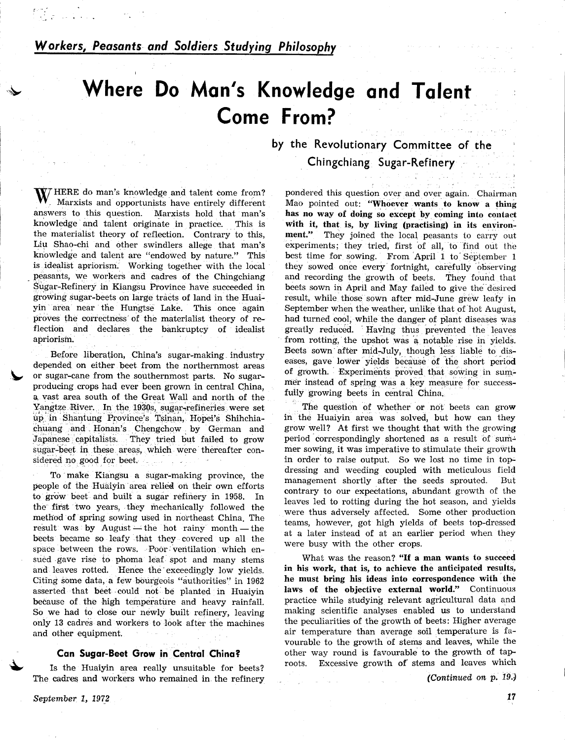*Workers, Peasants and Soldiers Studying Philosophy*

# Where Do Man's Knowledge and Talent Come From?

by the Revolutionary Committee of the Chingchiang Sugar-Refinery

WHERE do man's knowledge and talent come from? Marxists and opportunists have entirely different answers to this question. Marxists hold that man's knowledge and talent originate in practice. This is the materialist theory of reflection. Contrary to this, Liu Shao-chi and other swindlers allege that man's knowledge and talent are "endowed by nature." This is idealist apriorism. Working together with the local peasants, we workers and cadres of the Chingchiang Sugar-Refinery in Kiangsu Province have succeeded in growing sugar-beets on large tracts of land in the Huaiyin area near the Hungtse Lake. This once again proves the correctness of the materialist theory of reflection and declares the bankruptcy of idealist apriorism.

Before liberation, China's sugar-making industry depended on either beet from the northernmost areas or sugar-cane from the southernmost parts. No sugar-producing crops had ever been grown in central China, a vast area south of the Great Wall and north of the Yangtze River. In the 1930s, sugar-refineries were set up in Shantung Province's Tsinan, Hopei's Shihchiachuang and Honan's Chengchow by German and Japanese capitalists. They tried but failed to grow sugar-beet in these areas, which were thereafter considered no good for beet.

To make Kiangsu a sugar-making province, the people of the Huaiyin area relied on their own efforts to grow beet and built a sugar refinery in 1958. In the first two years, they mechanically followed the method of spring sowing used in northeast China. The result was by August — the hot rainy month — the beets became so leafy that they covered up all the space between the rows. Poor ventilation which ensued gave rise to phoma leaf spot and many stems and leaves rotted. Hence the exceedingly low yields. Citing some data, a few bourgeois "authorities" in 1962 asserted that beet could not be planted in Huaiyin because of the high temperature and heavy rainfall. So we had to close our newly built refinery, leaving only 13 cadres and workers to look after the machines and other equipment.

### Can Sugar-Beet Grow in Central China?

Is the Huaiyin area really unsuitable for beets? The cadres and workers who remained in the refinery pondered this question over and over again. Chairman Mao pointed out: **"Whoever wants to know a thing has no way of doing so except by coming into contact with it, that is, by living (practising) in its environment."** They joined the local peasants to carry out experiments; they tried, first of all, to find out the best time for sowing. From April 1 to September 1 they sowed once every fortnight, carefully observing and recording the growth of beets. They found that beets sown in April and May failed to give the desired result, while those sown after mid-June grew leafy in September when the weather, unlike that of hot August, had turned cool, while the danger of plant diseases was greatly reduced. Having thus prevented the leaves from rotting, the upshot was a notable rise in yields. Beets sown after mid-July, though less liable to diseases, gave lower yields because of the short period of growth. Experiments proved that sowing in summer instead of spring was a key measure for successfully growing beets in central China.

The question of whether or not beets can grow in the Huaiyin area was solved, but how can they grow well? At first we thought that with the growing period correspondingly shortened as a result of summer sowing, it was imperative to stimulate their growth in order to raise output. So we lost no time in top-dressing and weeding coupled with meticulous field management shortly after the seeds sprouted. But contrary to our expectations, abundant growth of the leaves led to rotting during the hot season, and yields were thus adversely affected. Some other production teams, however, got high yields of beets top-dressed at a later instead of at an earlier period when they were busy with the other crops.

What was the reason? **"If a man wants to succeed in his work, that is, to achieve the anticipated results, he must bring his ideas into correspondence with the laws of the objective external world."** Continuous practice while studying relevant agricultural data and making scientific analyses enabled us to understand the peculiarities of the growth of beets: Higher average air temperature than average soil temperature is favourable to the growth of stems and leaves, while the other way round is favourable to the growth of taproots. Excessive growth of stems and leaves which

*(Continued on p. 19.)*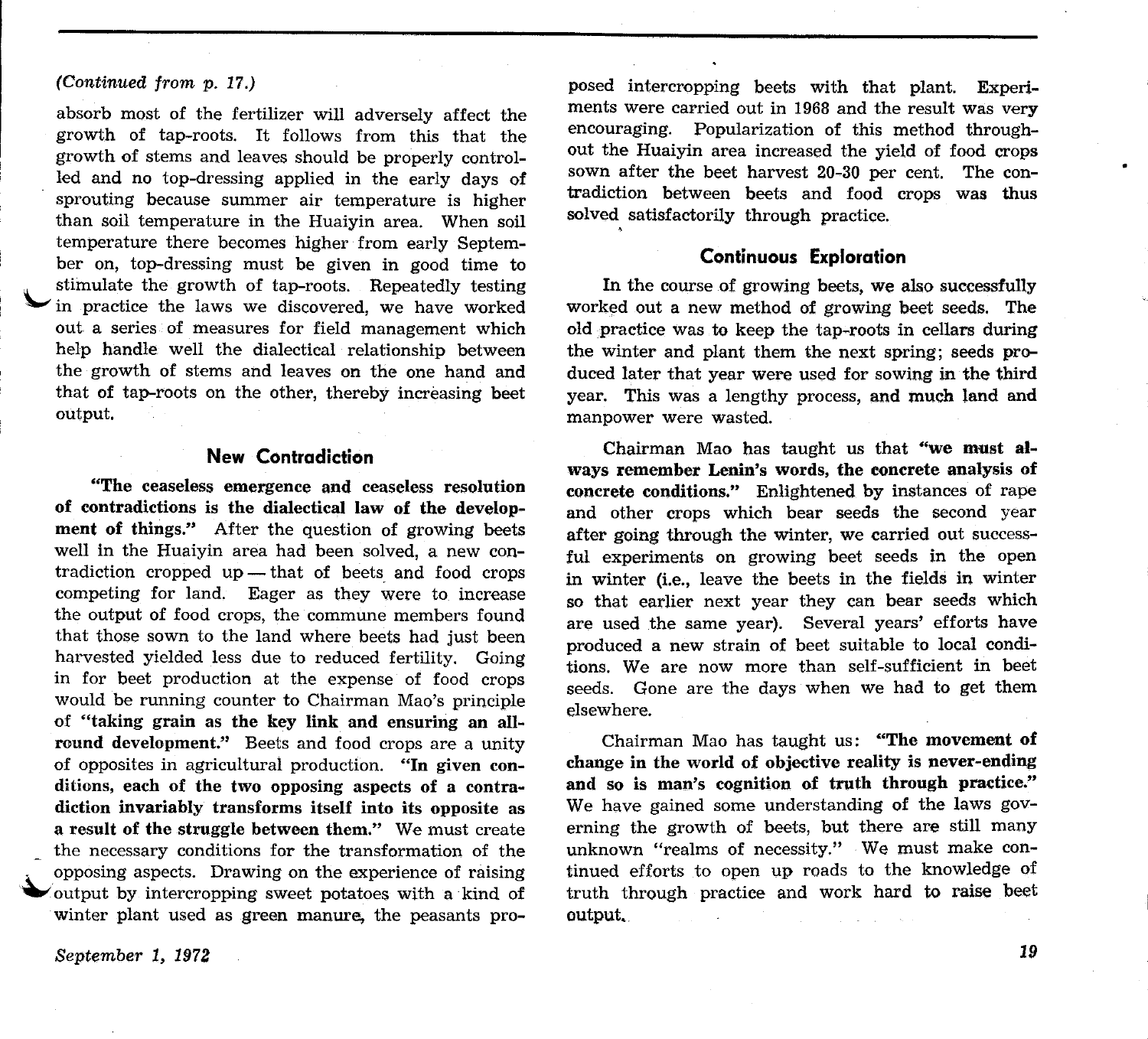*(Continued from p. 17.)*

absorb most of the fertilizer will adversely affect the growth of tap-roots. It follows from this that the growth of stems and leaves should be properly controlled and no top-dressing applied in the early days of sprouting because summer air temperature is higher than soil temperature in the Huaiyin area. When soil temperature there becomes higher from early September on, top-dressing must be given in good time to stimulate the growth of tap-roots. Repeatedly testing in practice the laws we discovered, we have worked out a series of measures for field management which help handle well the dialectical relationship between the growth of stems and leaves on the one hand and that of tap-roots on the other, thereby increasing beet output.

## New Contradiction

**"The ceaseless emergence and ceaseless resolution of contradictions is the dialectical law of the development of things."** After the question of growing beets well in the Huaiyin area had been solved, a new contradiction cropped up — that of beets and food crops competing for land. Eager as they were to increase the output of food crops, the commune members found that those sown to the land where beets had just been harvested yielded less due to reduced fertility. Going in for beet production at the expense of food crops would be running counter to Chairman Mao's principle of **"taking grain as the key link and ensuring an all-round development."** Beets and food crops are a unity of opposites in agricultural production. **"In given conditions, each of the two opposing aspects of a contradiction invariably transforms itself into its opposite as a result of the struggle between them."** We must create the necessary conditions for the transformation of the opposing aspects. Drawing on the experience of raising output by intercropping sweet potatoes with a kind of winter plant used as green manure, the peasants proposed intercropping beets with that plant. Experiments were carried out in 1968 and the result was very encouraging. Popularization of this method throughout the Huaiyin area increased the yield of food crops sown after the beet harvest 20-30 per cent. The contradiction between beets and food crops was thus solved satisfactorily through practice.

## Continuous Exploration

In the course of growing beets, we also successfully worked out a new method of growing beet seeds. The old practice was to keep the tap-roots in cellars during the winter and plant them the next spring; seeds produced later that year were used for sowing in the third year. This was a lengthy process, and much land and manpower were wasted.

Chairman Mao has taught us that **"we must always remember Lenin's words, the concrete analysis of concrete conditions."** Enlightened by instances of rape and other crops which bear seeds the second year after going through the winter, we carried out successful experiments on growing beet seeds in the open in winter (i.e., leave the beets in the fields in winter so that earlier next year they can bear seeds which are used the same year). Several years' efforts have produced a new strain of beet suitable to local conditions. We are now more than self-sufficient in beet seeds. Gone are the days when we had to get them elsewhere.

Chairman Mao has taught us: **"The movement of change in the world of objective reality is never-ending and so is man's cognition of truth through practice."** We have gained some understanding of the laws governing the growth of beets, but there are still many unknown "realms of necessity." We must make continued efforts to open up roads to the knowledge of truth through practice and work hard to raise beet output.